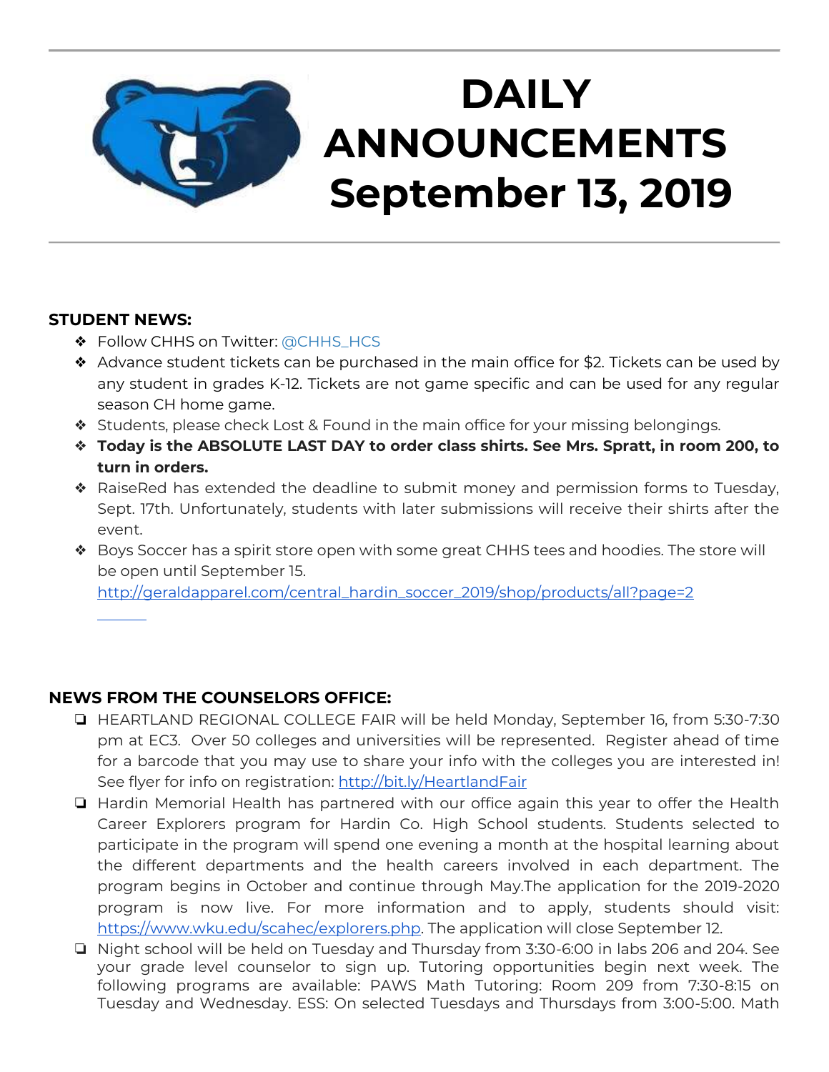# DAILY ANNOUNCEMENTS September 13, 2019

**STUDENT NEWS:**

- Follow CHHS on Twitter: @CHHS_HCS
- Advance student tickets can be purchased in the main office for $2. Tickets can be used by any student in grades K-12. Tickets are not game specific and can be used for any regular season CH home game.
- Students, please check Lost & Found in the main office for your missing belongings.
- **Today is the ABSOLUTE LAST DAY to order class shirts. See Mrs. Spratt, in room 200, to turn in orders.**
- RaiseRed has extended the deadline to submit money and permission forms to Tuesday, Sept. 17th. Unfortunately, students with later submissions will receive their shirts after the event.
- Boys Soccer has a spirit store open with some great CHHS tees and hoodies. The store will be open until September 15. http://geraldapparel.com/central_hardin_soccer_2019/shop/products/all?page=2

**NEWS FROM THE COUNSELORS OFFICE:**

- HEARTLAND REGIONAL COLLEGE FAIR will be held Monday, September 16, from 5:30-7:30 pm at EC3. Over 50 colleges and universities will be represented. Register ahead of time for a barcode that you may use to share your info with the colleges you are interested in! See flyer for info on registration: http://bit.ly/HeartlandFair
- Hardin Memorial Health has partnered with our office again this year to offer the Health Career Explorers program for Hardin Co. High School students. Students selected to participate in the program will spend one evening a month at the hospital learning about the different departments and the health careers involved in each department. The program begins in October and continue through May.The application for the 2019-2020 program is now live. For more information and to apply, students should visit: https://www.wku.edu/scahec/explorers.php. The application will close September 12.
- Night school will be held on Tuesday and Thursday from 3:30-6:00 in labs 206 and 204. See your grade level counselor to sign up. Tutoring opportunities begin next week. The following programs are available: PAWS Math Tutoring: Room 209 from 7:30-8:15 on Tuesday and Wednesday. ESS: On selected Tuesdays and Thursdays from 3:00-5:00. Math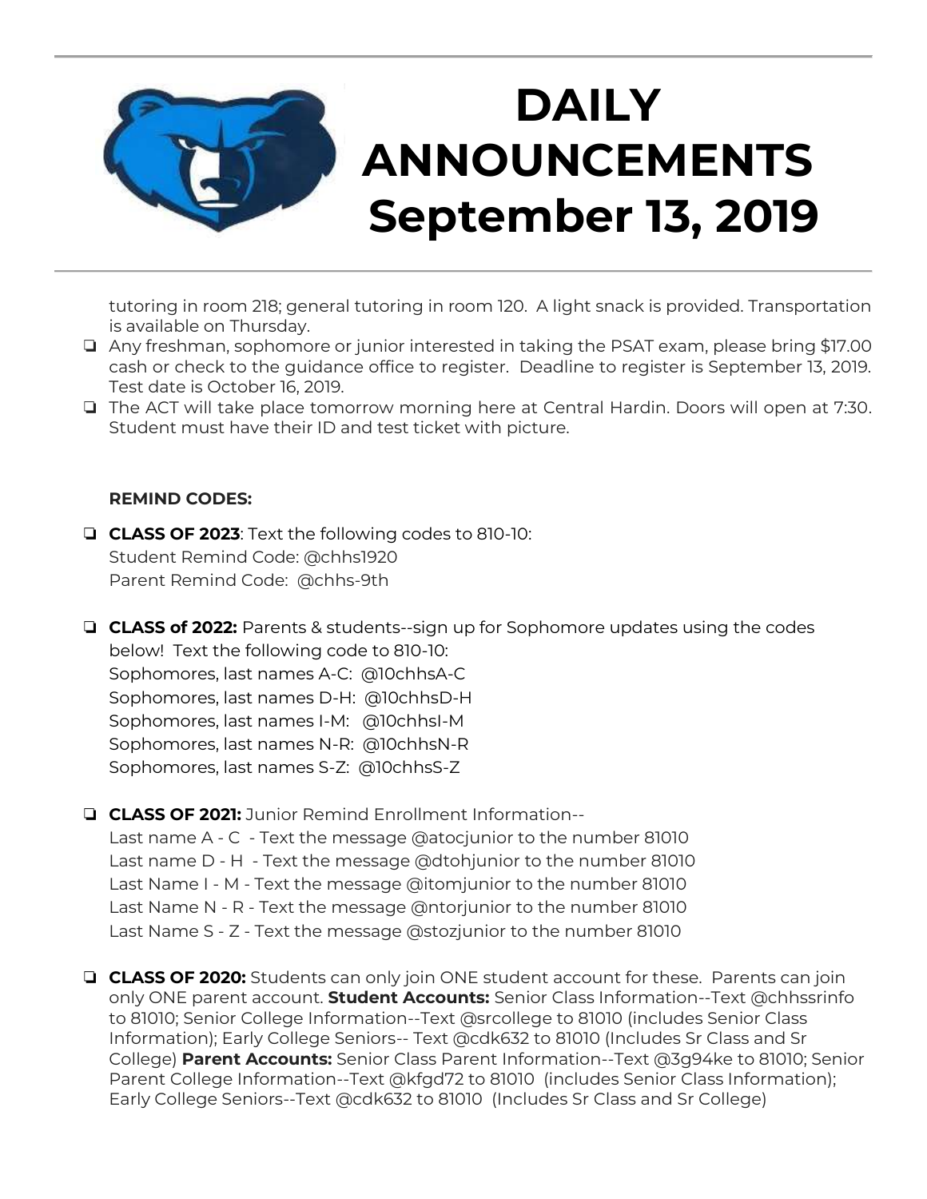# DAILY ANNOUNCEMENTS September 13, 2019

tutoring in room 218; general tutoring in room 120. A light snack is provided. Transportation is available on Thursday.

- Any freshman, sophomore or junior interested in taking the PSAT exam, please bring $17.00 cash or check to the guidance office to register. Deadline to register is September 13, 2019. Test date is October 16, 2019.
- The ACT will take place tomorrow morning here at Central Hardin. Doors will open at 7:30. Student must have their ID and test ticket with picture.

**REMIND CODES:**

- **CLASS OF 2023**: Text the following codes to 810-10:
  Student Remind Code: @chhs1920
  Parent Remind Code: @chhs-9th

- **CLASS of 2022:** Parents & students--sign up for Sophomore updates using the codes below! Text the following code to 810-10:
  Sophomores, last names A-C: @10chhsA-C
  Sophomores, last names D-H: @10chhsD-H
  Sophomores, last names I-M: @10chhsI-M
  Sophomores, last names N-R: @10chhsN-R
  Sophomores, last names S-Z: @10chhsS-Z

- **CLASS OF 2021:** Junior Remind Enrollment Information--
  Last name A - C - Text the message @atocjunior to the number 81010
  Last name D - H - Text the message @dtohjunior to the number 81010
  Last Name I - M - Text the message @itomjunior to the number 81010
  Last Name N - R - Text the message @ntorjunior to the number 81010
  Last Name S - Z - Text the message @stozjunior to the number 81010

- **CLASS OF 2020:** Students can only join ONE student account for these. Parents can join only ONE parent account. **Student Accounts:** Senior Class Information--Text @chhssrinfo to 81010; Senior College Information--Text @srcollege to 81010 (includes Senior Class Information); Early College Seniors-- Text @cdk632 to 81010 (Includes Sr Class and Sr College) **Parent Accounts:** Senior Class Parent Information--Text @3g94ke to 81010; Senior Parent College Information--Text @kfgd72 to 81010 (includes Senior Class Information); Early College Seniors--Text @cdk632 to 81010 (Includes Sr Class and Sr College)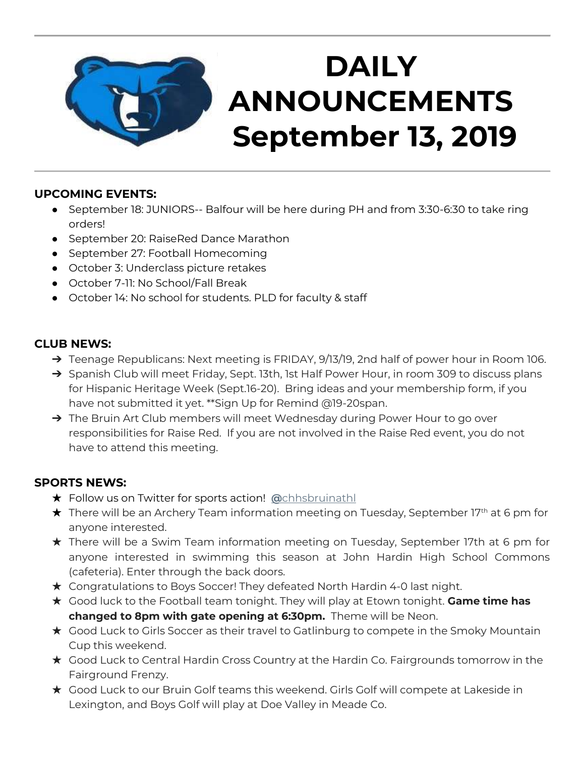# DAILY ANNOUNCEMENTS September 13, 2019

**UPCOMING EVENTS:**

- September 18: JUNIORS-- Balfour will be here during PH and from 3:30-6:30 to take ring orders!
- September 20: RaiseRed Dance Marathon
- September 27: Football Homecoming
- October 3: Underclass picture retakes
- October 7-11: No School/Fall Break
- October 14: No school for students. PLD for faculty & staff

**CLUB NEWS:**

- Teenage Republicans: Next meeting is FRIDAY, 9/13/19, 2nd half of power hour in Room 106.
- Spanish Club will meet Friday, Sept. 13th, 1st Half Power Hour, in room 309 to discuss plans for Hispanic Heritage Week (Sept.16-20). Bring ideas and your membership form, if you have not submitted it yet. **Sign Up for Remind @19-20span.
- The Bruin Art Club members will meet Wednesday during Power Hour to go over responsibilities for Raise Red. If you are not involved in the Raise Red event, you do not have to attend this meeting.

**SPORTS NEWS:**

- Follow us on Twitter for sports action! **@**chhsbruinathl
- There will be an Archery Team information meeting on Tuesday, September 17th at 6 pm for anyone interested.
- There will be a Swim Team information meeting on Tuesday, September 17th at 6 pm for anyone interested in swimming this season at John Hardin High School Commons (cafeteria). Enter through the back doors.
- Congratulations to Boys Soccer! They defeated North Hardin 4-0 last night.
- Good luck to the Football team tonight. They will play at Etown tonight. **Game time has changed to 8pm with gate opening at 6:30pm.** Theme will be Neon.
- Good Luck to Girls Soccer as their travel to Gatlinburg to compete in the Smoky Mountain Cup this weekend.
- Good Luck to Central Hardin Cross Country at the Hardin Co. Fairgrounds tomorrow in the Fairground Frenzy.
- Good Luck to our Bruin Golf teams this weekend. Girls Golf will compete at Lakeside in Lexington, and Boys Golf will play at Doe Valley in Meade Co.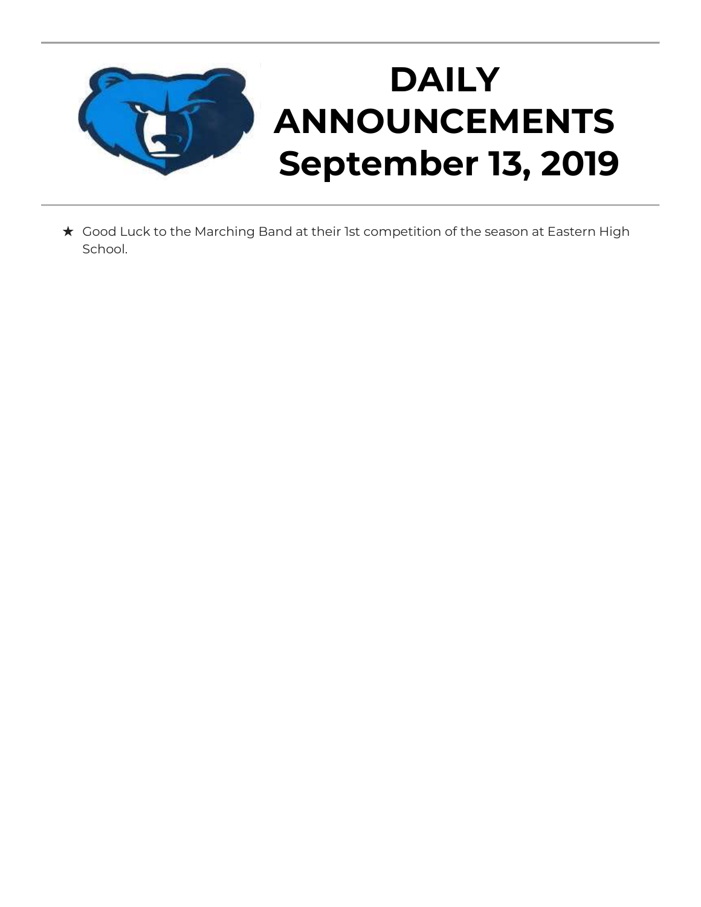# DAILY ANNOUNCEMENTS September 13, 2019

★ Good Luck to the Marching Band at their 1st competition of the season at Eastern High School.